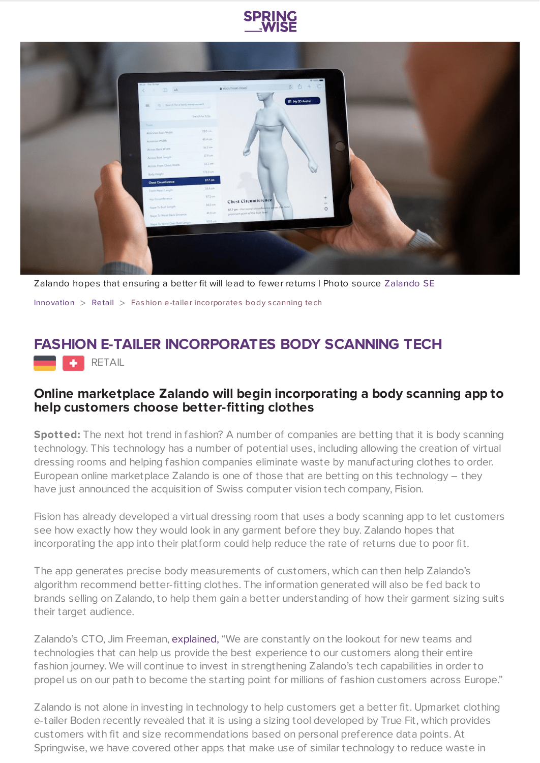Zalando hopes that ensuring a better fit will lead to fewer returns | Photo source Zalando SE

Innovation > Retail > Fashion e-tailer incorporates body scanning tech

# FASHION E-TAILER INCORPORATES BODY SCANNING TECH

RETAIL

## Online marketplace Zalando will begin incorporating a body scanning app to help customers choose better-fitting clothes

**Spotted:** The next hot trend in fashion? A number of companies are betting that it is body scanning technology. This technology has a number of potential uses, including allowing the creation of virtual dressing rooms and helping fashion companies eliminate waste by manufacturing clothes to order. European online marketplace Zalando is one of those that are betting on this technology – they have just announced the acquisition of Swiss computer vision tech company, Fision.

Fision has already developed a virtual dressing room that uses a body scanning app to let customers see how exactly how they would look in any garment before they buy. Zalando hopes that incorporating the app into their platform could help reduce the rate of returns due to poor fit.

The app generates precise body measurements of customers, which can then help Zalando's algorithm recommend better-fitting clothes. The information generated will also be fed back to brands selling on Zalando, to help them gain a better understanding of how their garment sizing suits their target audience.

Zalando's CTO, Jim Freeman, explained, "We are constantly on the lookout for new teams and technologies that can help us provide the best experience to our customers along their entire fashion journey. We will continue to invest in strengthening Zalando's tech capabilities in order to propel us on our path to become the starting point for millions of fashion customers across Europe."

Zalando is not alone in investing in technology to help customers get a better fit. Upmarket clothing e-tailer Boden recently revealed that it is using a sizing tool developed by True Fit, which provides customers with fit and size recommendations based on personal preference data points. At Springwise, we have covered other apps that make use of similar technology to reduce waste in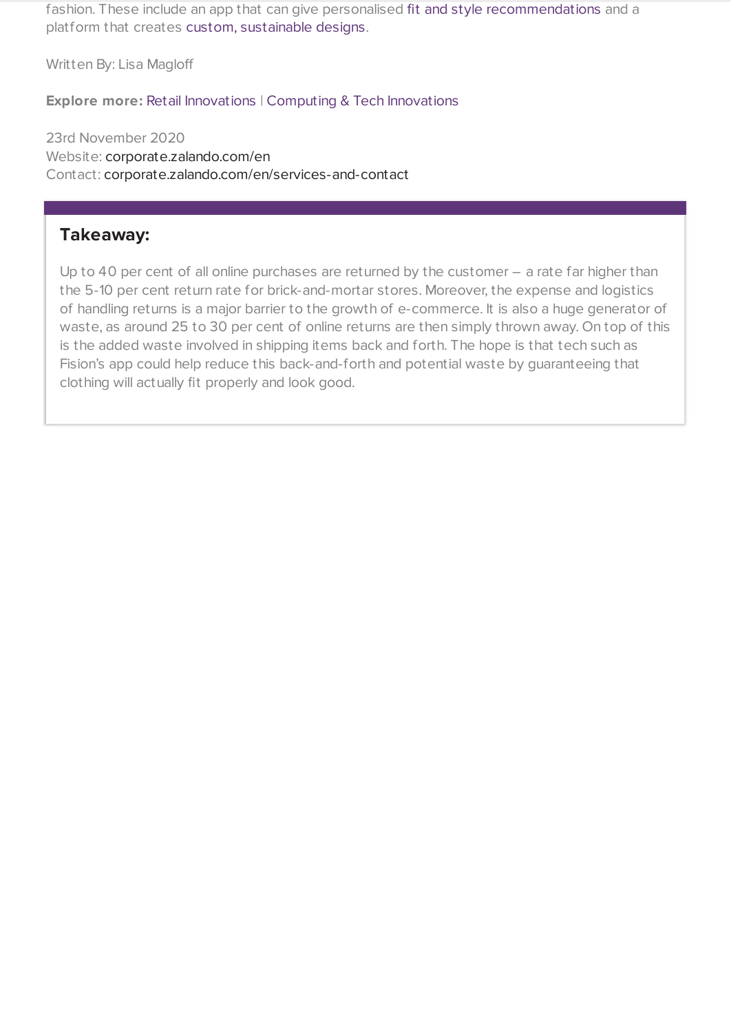fashion. These include an app that can give personalised fit and style recommendations and a platform that creates custom, sustainable designs.

Written By: Lisa Magloff

**Explore more:** Retail Innovations | Computing & Tech Innovations

23rd November 2020
Website: corporate.zalando.com/en
Contact: corporate.zalando.com/en/services-and-contact

## Takeaway:

Up to 40 per cent of all online purchases are returned by the customer – a rate far higher than the 5-10 per cent return rate for brick-and-mortar stores. Moreover, the expense and logistics of handling returns is a major barrier to the growth of e-commerce. It is also a huge generator of waste, as around 25 to 30 per cent of online returns are then simply thrown away. On top of this is the added waste involved in shipping items back and forth. The hope is that tech such as Fision's app could help reduce this back-and-forth and potential waste by guaranteeing that clothing will actually fit properly and look good.